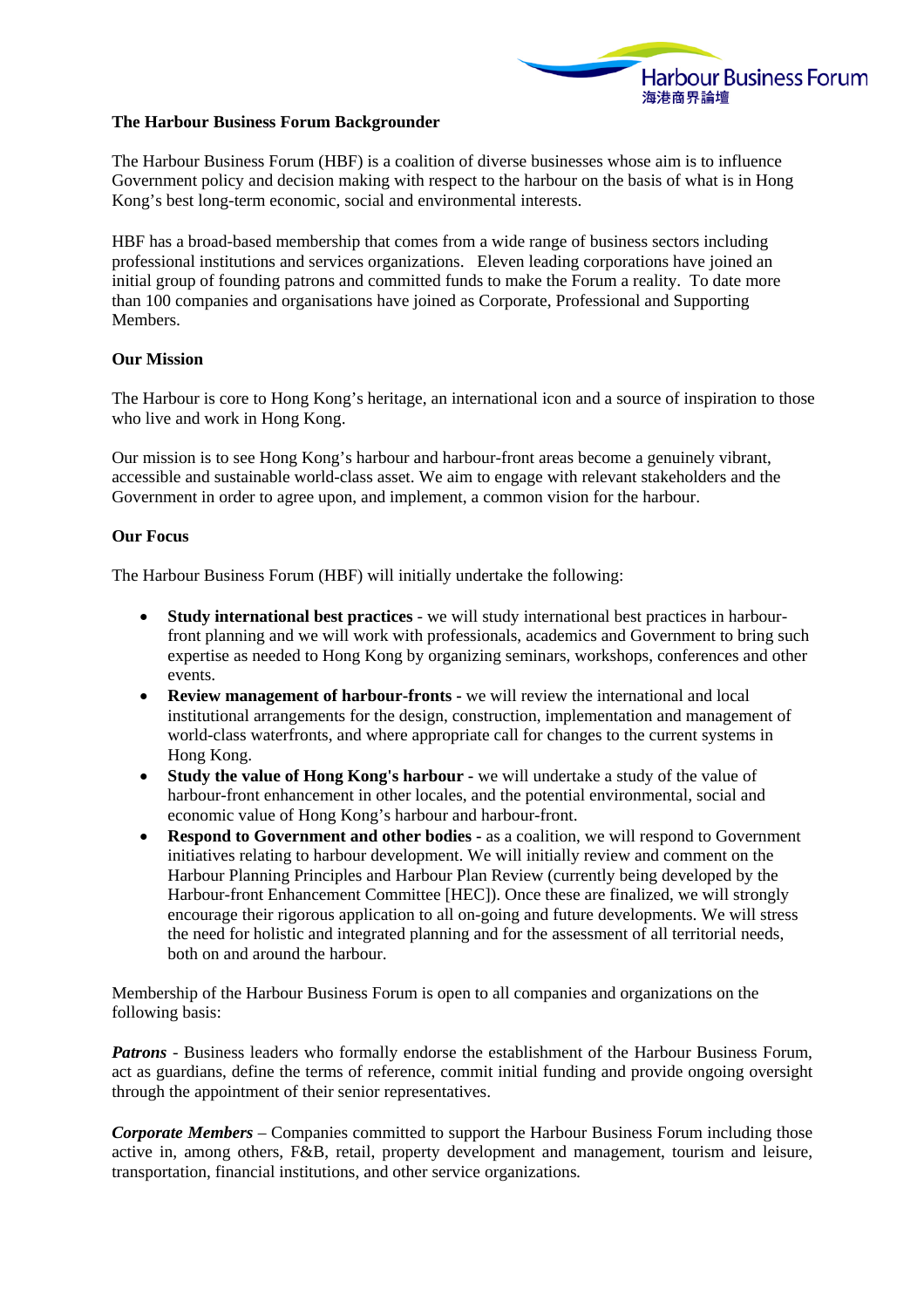Harbour Business Forum
海港商界論壇

**The Harbour Business Forum Backgrounder**

The Harbour Business Forum (HBF) is a coalition of diverse businesses whose aim is to influence Government policy and decision making with respect to the harbour on the basis of what is in Hong Kong's best long-term economic, social and environmental interests.

HBF has a broad-based membership that comes from a wide range of business sectors including professional institutions and services organizations. Eleven leading corporations have joined an initial group of founding patrons and committed funds to make the Forum a reality. To date more than 100 companies and organisations have joined as Corporate, Professional and Supporting Members.

**Our Mission**

The Harbour is core to Hong Kong's heritage, an international icon and a source of inspiration to those who live and work in Hong Kong.

Our mission is to see Hong Kong's harbour and harbour-front areas become a genuinely vibrant, accessible and sustainable world-class asset. We aim to engage with relevant stakeholders and the Government in order to agree upon, and implement, a common vision for the harbour.

**Our Focus**

The Harbour Business Forum (HBF) will initially undertake the following:

- **Study international best practices** - we will study international best practices in harbour-front planning and we will work with professionals, academics and Government to bring such expertise as needed to Hong Kong by organizing seminars, workshops, conferences and other events.
- **Review management of harbour-fronts -** we will review the international and local institutional arrangements for the design, construction, implementation and management of world-class waterfronts, and where appropriate call for changes to the current systems in Hong Kong.
- **Study the value of Hong Kong's harbour -** we will undertake a study of the value of harbour-front enhancement in other locales, and the potential environmental, social and economic value of Hong Kong's harbour and harbour-front.
- **Respond to Government and other bodies -** as a coalition, we will respond to Government initiatives relating to harbour development. We will initially review and comment on the Harbour Planning Principles and Harbour Plan Review (currently being developed by the Harbour-front Enhancement Committee [HEC]). Once these are finalized, we will strongly encourage their rigorous application to all on-going and future developments. We will stress the need for holistic and integrated planning and for the assessment of all territorial needs, both on and around the harbour.

Membership of the Harbour Business Forum is open to all companies and organizations on the following basis:

***Patrons*** - Business leaders who formally endorse the establishment of the Harbour Business Forum, act as guardians, define the terms of reference, commit initial funding and provide ongoing oversight through the appointment of their senior representatives.

***Corporate Members*** – Companies committed to support the Harbour Business Forum including those active in, among others, F&B, retail, property development and management, tourism and leisure, transportation, financial institutions, and other service organizations.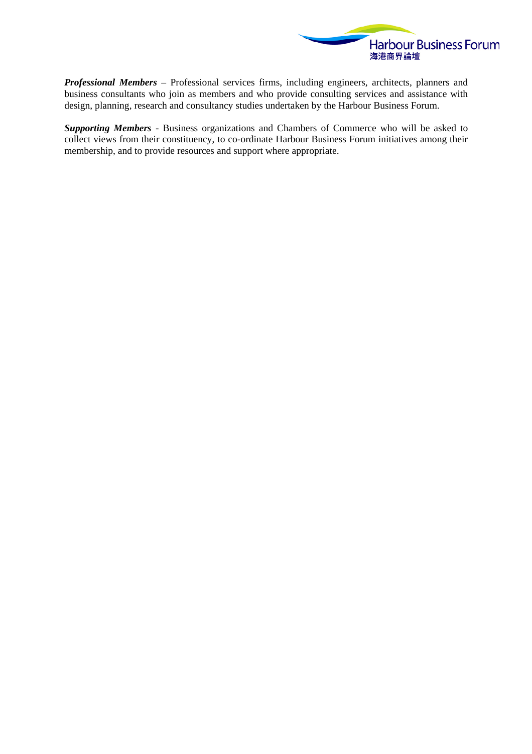***Professional Members*** – Professional services firms, including engineers, architects, planners and business consultants who join as members and who provide consulting services and assistance with design, planning, research and consultancy studies undertaken by the Harbour Business Forum.

***Supporting Members*** - Business organizations and Chambers of Commerce who will be asked to collect views from their constituency, to co-ordinate Harbour Business Forum initiatives among their membership, and to provide resources and support where appropriate.